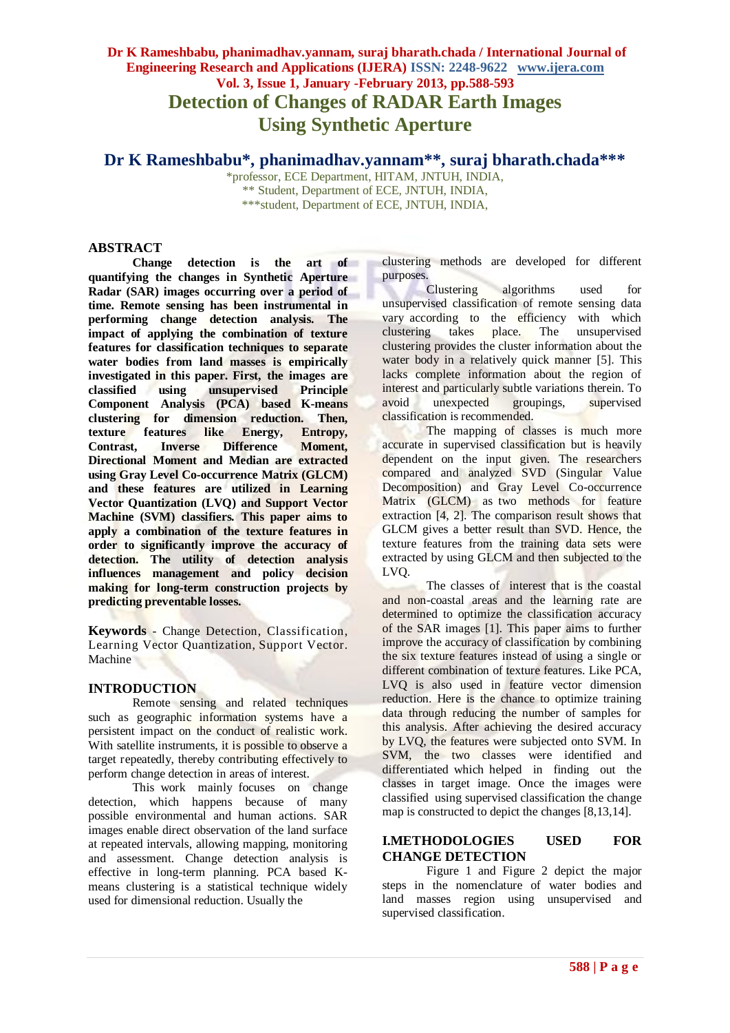# Detection of Changes of RADAR Earth Images Using Synthetic Aperture

## Dr K Rameshbabu*, phanimadhav.yannam**, suraj bharath.chada***

*professor, ECE Department, HITAM, JNTUH, INDIA,
** Student, Department of ECE, JNTUH, INDIA,
***student, Department of ECE, JNTUH, INDIA,

## ABSTRACT

**Change detection is the art of quantifying the changes in Synthetic Aperture Radar (SAR) images occurring over a period of time. Remote sensing has been instrumental in performing change detection analysis. The impact of applying the combination of texture features for classification techniques to separate water bodies from land masses is empirically investigated in this paper. First, the images are classified using unsupervised Principle Component Analysis (PCA) based K-means clustering for dimension reduction. Then, texture features like Energy, Entropy, Contrast, Inverse Difference Moment, Directional Moment and Median are extracted using Gray Level Co-occurrence Matrix (GLCM) and these features are utilized in Learning Vector Quantization (LVQ) and Support Vector Machine (SVM) classifiers. This paper aims to apply a combination of the texture features in order to significantly improve the accuracy of detection. The utility of detection analysis influences management and policy decision making for long-term construction projects by predicting preventable losses.**

**Keywords** - Change Detection, Classification, Learning Vector Quantization, Support Vector. Machine

## INTRODUCTION

Remote sensing and related techniques such as geographic information systems have a persistent impact on the conduct of realistic work. With satellite instruments, it is possible to observe a target repeatedly, thereby contributing effectively to perform change detection in areas of interest.

This work mainly focuses on change detection, which happens because of many possible environmental and human actions. SAR images enable direct observation of the land surface at repeated intervals, allowing mapping, monitoring and assessment. Change detection analysis is effective in long-term planning. PCA based K-means clustering is a statistical technique widely used for dimensional reduction. Usually the clustering methods are developed for different purposes.

Clustering algorithms used for unsupervised classification of remote sensing data vary according to the efficiency with which clustering takes place. The unsupervised clustering provides the cluster information about the water body in a relatively quick manner [5]. This lacks complete information about the region of interest and particularly subtle variations therein. To avoid unexpected groupings, supervised classification is recommended.

The mapping of classes is much more accurate in supervised classification but is heavily dependent on the input given. The researchers compared and analyzed SVD (Singular Value Decomposition) and Gray Level Co-occurrence Matrix (GLCM) as two methods for feature extraction [4, 2]. The comparison result shows that GLCM gives a better result than SVD. Hence, the texture features from the training data sets were extracted by using GLCM and then subjected to the LVQ.

The classes of interest that is the coastal and non-coastal areas and the learning rate are determined to optimize the classification accuracy of the SAR images [1]. This paper aims to further improve the accuracy of classification by combining the six texture features instead of using a single or different combination of texture features. Like PCA, LVQ is also used in feature vector dimension reduction. Here is the chance to optimize training data through reducing the number of samples for this analysis. After achieving the desired accuracy by LVQ, the features were subjected onto SVM. In SVM, the two classes were identified and differentiated which helped in finding out the classes in target image. Once the images were classified using supervised classification the change map is constructed to depict the changes [8,13,14].

## I.METHODOLOGIES USED FOR CHANGE DETECTION

Figure 1 and Figure 2 depict the major steps in the nomenclature of water bodies and land masses region using unsupervised and supervised classification.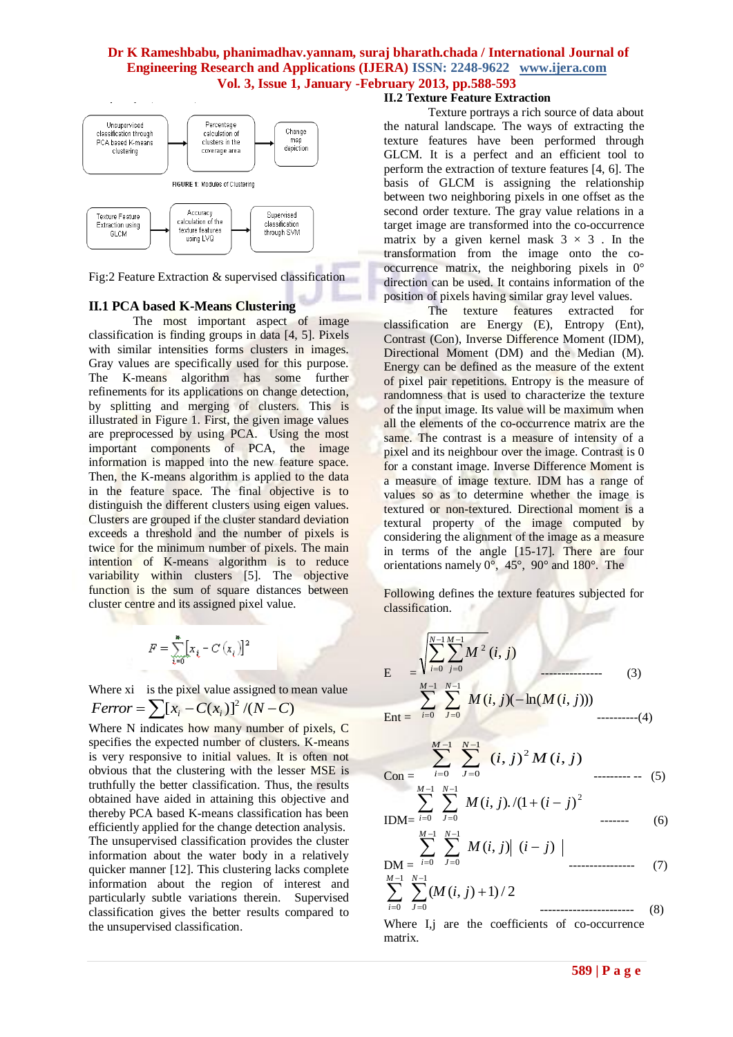Unsupervised classification through PCA based K-means clustering → Percentage calculation of clusters in the coverage area → Change map depiction

FIGURE 1: Modules of Clustering

Texture Feature Extraction using GLCM → Accuracy calculation of the texture features using LVQ → Supervised classification through SVM

Fig:2 Feature Extraction & supervised classification

## II.1 PCA based K-Means Clustering

The most important aspect of image classification is finding groups in data [4, 5]. Pixels with similar intensities forms clusters in images. Gray values are specifically used for this purpose. The K-means algorithm has some further refinements for its applications on change detection, by splitting and merging of clusters. This is illustrated in Figure 1. First, the given image values are preprocessed by using PCA. Using the most important components of PCA, the image information is mapped into the new feature space. Then, the K-means algorithm is applied to the data in the feature space. The final objective is to distinguish the different clusters using eigen values. Clusters are grouped if the cluster standard deviation exceeds a threshold and the number of pixels is twice for the minimum number of pixels. The main intention of K-means algorithm is to reduce variability within clusters [5]. The objective function is the sum of square distances between cluster centre and its assigned pixel value.

$$F = \sum_{i=0}^{n} [x_i - C(x_i)]^2$$

Where xi is the pixel value assigned to mean value

$$Ferror = \sum [x_i - C(x_i)]^2 / (N - C)$$

Where N indicates how many number of pixels, C specifies the expected number of clusters. K-means is very responsive to initial values. It is often not obvious that the clustering with the lesser MSE is truthfully the better classification. Thus, the results obtained have aided in attaining this objective and thereby PCA based K-means classification has been efficiently applied for the change detection analysis. The unsupervised classification provides the cluster information about the water body in a relatively quicker manner [12]. This clustering lacks complete information about the region of interest and particularly subtle variations therein. Supervised classification gives the better results compared to the unsupervised classification.

## II.2 Texture Feature Extraction

Texture portrays a rich source of data about the natural landscape. The ways of extracting the texture features have been performed through GLCM. It is a perfect and an efficient tool to perform the extraction of texture features [4, 6]. The basis of GLCM is assigning the relationship between two neighboring pixels in one offset as the second order texture. The gray value relations in a target image are transformed into the co-occurrence matrix by a given kernel mask 3 × 3 . In the transformation from the image onto the co-occurrence matrix, the neighboring pixels in 0° direction can be used. It contains information of the position of pixels having similar gray level values.

The texture features extracted for classification are Energy (E), Entropy (Ent), Contrast (Con), Inverse Difference Moment (IDM), Directional Moment (DM) and the Median (M). Energy can be defined as the measure of the extent of pixel pair repetitions. Entropy is the measure of randomness that is used to characterize the texture of the input image. Its value will be maximum when all the elements of the co-occurrence matrix are the same. The contrast is a measure of intensity of a pixel and its neighbour over the image. Contrast is 0 for a constant image. Inverse Difference Moment is a measure of image texture. IDM has a range of values so as to determine whether the image is textured or non-textured. Directional moment is a textural property of the image computed by considering the alignment of the image as a measure in terms of the angle [15-17]. There are four orientations namely 0°, 45°, 90° and 180°. The

Following defines the texture features subjected for classification.

$$E = \sqrt{\sum_{i=0}^{N-1}\sum_{j=0}^{M-1} M^2(i,j)} \qquad (3)$$

$$Ent = \sum_{i=0}^{M-1}\sum_{J=0}^{N-1} M(i,j)(-\ln(M(i,j))) \qquad (4)$$

$$Con = \sum_{i=0}^{M-1}\sum_{J=0}^{N-1} (i,j)^2 M(i,j) \qquad (5)$$

$$IDM = \sum_{i=0}^{M-1}\sum_{J=0}^{N-1} M(i,j)./(1+(i-j)^2 \qquad (6)$$

$$DM = \sum_{i=0}^{M-1}\sum_{J=0}^{N-1} M(i,j) \left| (i-j) \right| \qquad (7)$$

$$\sum_{i=0}^{M-1}\sum_{J=0}^{N-1} (M(i,j)+1)/2 \qquad (8)$$

Where I,j are the coefficients of co-occurrence matrix.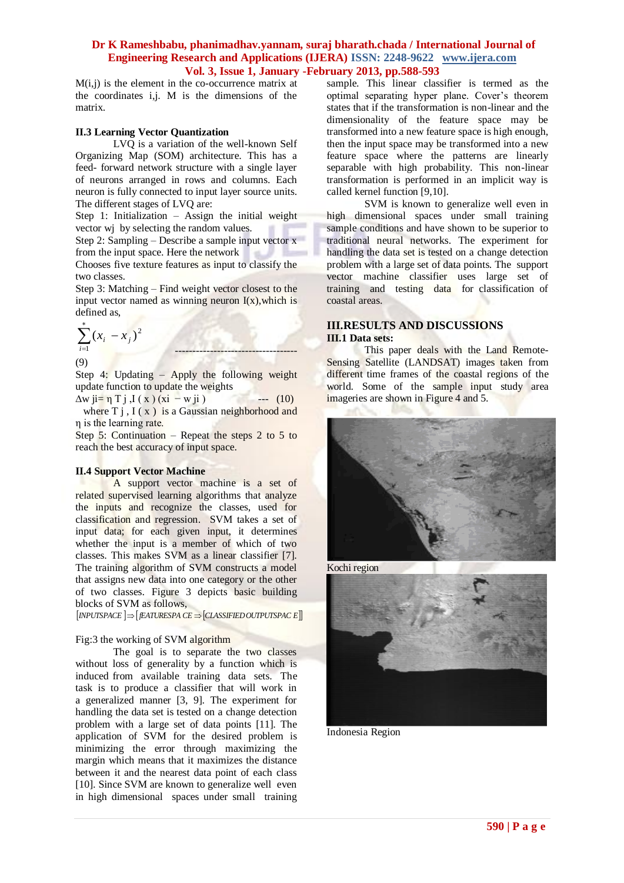M(i,j) is the element in the co-occurrence matrix at the coordinates i,j. M is the dimensions of the matrix.

### II.3 Learning Vector Quantization

LVQ is a variation of the well-known Self Organizing Map (SOM) architecture. This has a feed- forward network structure with a single layer of neurons arranged in rows and columns. Each neuron is fully connected to input layer source units. The different stages of LVQ are:

Step 1: Initialization – Assign the initial weight vector wj by selecting the random values.

Step 2: Sampling – Describe a sample input vector x from the input space. Here the network

Chooses five texture features as input to classify the two classes.

Step 3: Matching – Find weight vector closest to the input vector named as winning neuron I(x),which is defined as,

$$\sum_{i=1}^{*}(x_i - x_j)^2 \quad \text{-----------------------------------} \quad (9)$$

Step 4: Updating – Apply the following weight update function to update the weights

$\Delta w_{ji} = \eta\, T_{j,I(x)}\,(x_i - w_{ji})$ --- (10)

where $T_{j,I(x)}$ is a Gaussian neighborhood and $\eta$ is the learning rate.

Step 5: Continuation – Repeat the steps 2 to 5 to reach the best accuracy of input space.

### II.4 Support Vector Machine

A support vector machine is a set of related supervised learning algorithms that analyze the inputs and recognize the classes, used for classification and regression. SVM takes a set of input data; for each given input, it determines whether the input is a member of which of two classes. This makes SVM as a linear classifier [7]. The training algorithm of SVM constructs a model that assigns new data into one category or the other of two classes. Figure 3 depicts basic building blocks of SVM as follows,

$[INPUTSPACE] \Rightarrow [FEATURESPACE \Rightarrow [CLASSIFIED OUTPUTSPACE]]$

Fig:3 the working of SVM algorithm

The goal is to separate the two classes without loss of generality by a function which is induced from available training data sets. The task is to produce a classifier that will work in a generalized manner [3, 9]. The experiment for handling the data set is tested on a change detection problem with a large set of data points [11]. The application of SVM for the desired problem is minimizing the error through maximizing the margin which means that it maximizes the distance between it and the nearest data point of each class [10]. Since SVM are known to generalize well even in high dimensional spaces under small training sample. This linear classifier is termed as the optimal separating hyper plane. Cover's theorem states that if the transformation is non-linear and the dimensionality of the feature space may be transformed into a new feature space is high enough, then the input space may be transformed into a new feature space where the patterns are linearly separable with high probability. This non-linear transformation is performed in an implicit way is called kernel function [9,10].

SVM is known to generalize well even in high dimensional spaces under small training sample conditions and have shown to be superior to traditional neural networks. The experiment for handling the data set is tested on a change detection problem with a large set of data points. The support vector machine classifier uses large set of training and testing data for classification of coastal areas.

## III.RESULTS AND DISCUSSIONS

### III.1 Data sets:

This paper deals with the Land Remote-Sensing Satellite (LANDSAT) images taken from different time frames of the coastal regions of the world. Some of the sample input study area imageries are shown in Figure 4 and 5.

Kochi region

Indonesia Region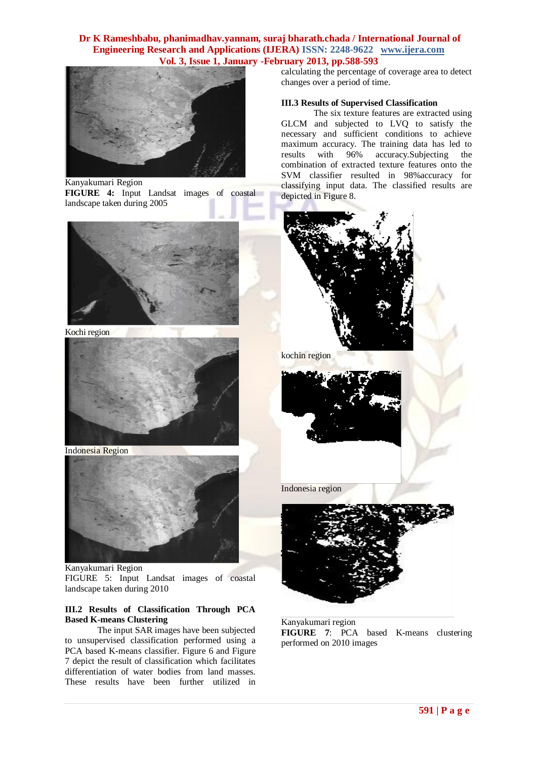Kanyakumari Region

**FIGURE 4:** Input Landsat images of coastal landscape taken during 2005

Kochi region

Indonesia Region

Kanyakumari Region

FIGURE 5: Input Landsat images of coastal landscape taken during 2010

### III.2 Results of Classification Through PCA Based K-means Clustering

The input SAR images have been subjected to unsupervised classification performed using a PCA based K-means classifier. Figure 6 and Figure 7 depict the result of classification which facilitates differentiation of water bodies from land masses. These results have been further utilized in calculating the percentage of coverage area to detect changes over a period of time.

### III.3 Results of Supervised Classification

The six texture features are extracted using GLCM and subjected to LVQ to satisfy the necessary and sufficient conditions to achieve maximum accuracy. The training data has led to results with 96% accuracy.Subjecting the combination of extracted texture features onto the SVM classifier resulted in 98%accuracy for classifying input data. The classified results are depicted in Figure 8.

kochin region

Indonesia region

Kanyakumari region

**FIGURE 7**: PCA based K-means clustering performed on 2010 images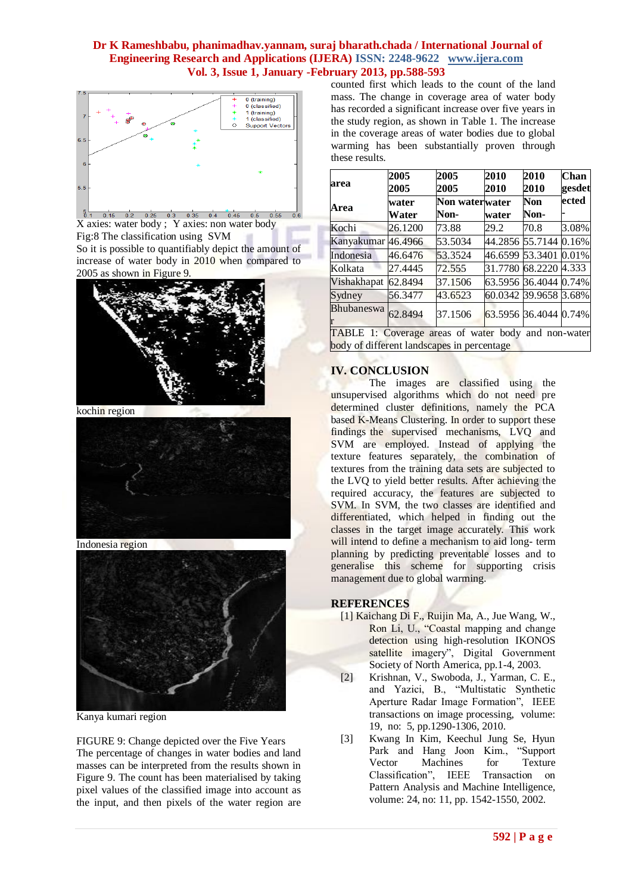X axies: water body ; Y axies: non water body

Fig:8 The classification using SVM

So it is possible to quantifiably depict the amount of increase of water body in 2010 when compared to 2005 as shown in Figure 9.

kochin region

Indonesia region

Kanya kumari region

FIGURE 9: Change depicted over the Five Years

The percentage of changes in water bodies and land masses can be interpreted from the results shown in Figure 9. The count has been materialised by taking pixel values of the classified image into account as the input, and then pixels of the water region are counted first which leads to the count of the land mass. The change in coverage area of water body has recorded a significant increase over five years in the study region, as shown in Table 1. The increase in the coverage areas of water bodies due to global warming has been substantially proven through these results.

| area<br>Area | 2005<br>2005<br>water<br>Water | 2005<br>2005<br>Non water<br>Non- | 2010<br>2010<br>water<br>water | 2010<br>2010<br>Non<br>Non- | Chan<br>gesdet<br>ected<br>- |
|---|---|---|---|---|---|
| Kochi | 26.1200 | 73.88 | 29.2 | 70.8 | 3.08% |
| Kanyakumar | 46.4966 | 53.5034 | 44.2856 | 55.7144 | 0.16% |
| Indonesia | 46.6476 | 53.3524 | 46.6599 | 53.3401 | 0.01% |
| Kolkata | 27.4445 | 72.555 | 31.7780 | 68.2220 | 4.333 |
| Vishakhapat | 62.8494 | 37.1506 | 63.5956 | 36.4044 | 0.74% |
| Sydney | 56.3477 | 43.6523 | 60.0342 | 39.9658 | 3.68% |
| Bhubaneswar | 62.8494 | 37.1506 | 63.5956 | 36.4044 | 0.74% |

TABLE 1: Coverage areas of water body and non-water body of different landscapes in percentage

## IV. CONCLUSION

The images are classified using the unsupervised algorithms which do not need pre determined cluster definitions, namely the PCA based K-Means Clustering. In order to support these findings the supervised mechanisms, LVQ and SVM are employed. Instead of applying the texture features separately, the combination of textures from the training data sets are subjected to the LVQ to yield better results. After achieving the required accuracy, the features are subjected to SVM. In SVM, the two classes are identified and differentiated, which helped in finding out the classes in the target image accurately. This work will intend to define a mechanism to aid long- term planning by predicting preventable losses and to generalise this scheme for supporting crisis management due to global warming.

## REFERENCES

[1] Kaichang Di F., Ruijin Ma, A., Jue Wang, W., Ron Li, U., "Coastal mapping and change detection using high-resolution IKONOS satellite imagery", Digital Government Society of North America, pp.1-4, 2003.

[2] Krishnan, V., Swoboda, J., Yarman, C. E., and Yazici, B., "Multistatic Synthetic Aperture Radar Image Formation", IEEE transactions on image processing, volume: 19, no: 5, pp.1290-1306, 2010.

[3] Kwang In Kim, Keechul Jung Se, Hyun Park and Hang Joon Kim., "Support Vector Machines for Texture Classification", IEEE Transaction on Pattern Analysis and Machine Intelligence, volume: 24, no: 11, pp. 1542-1550, 2002.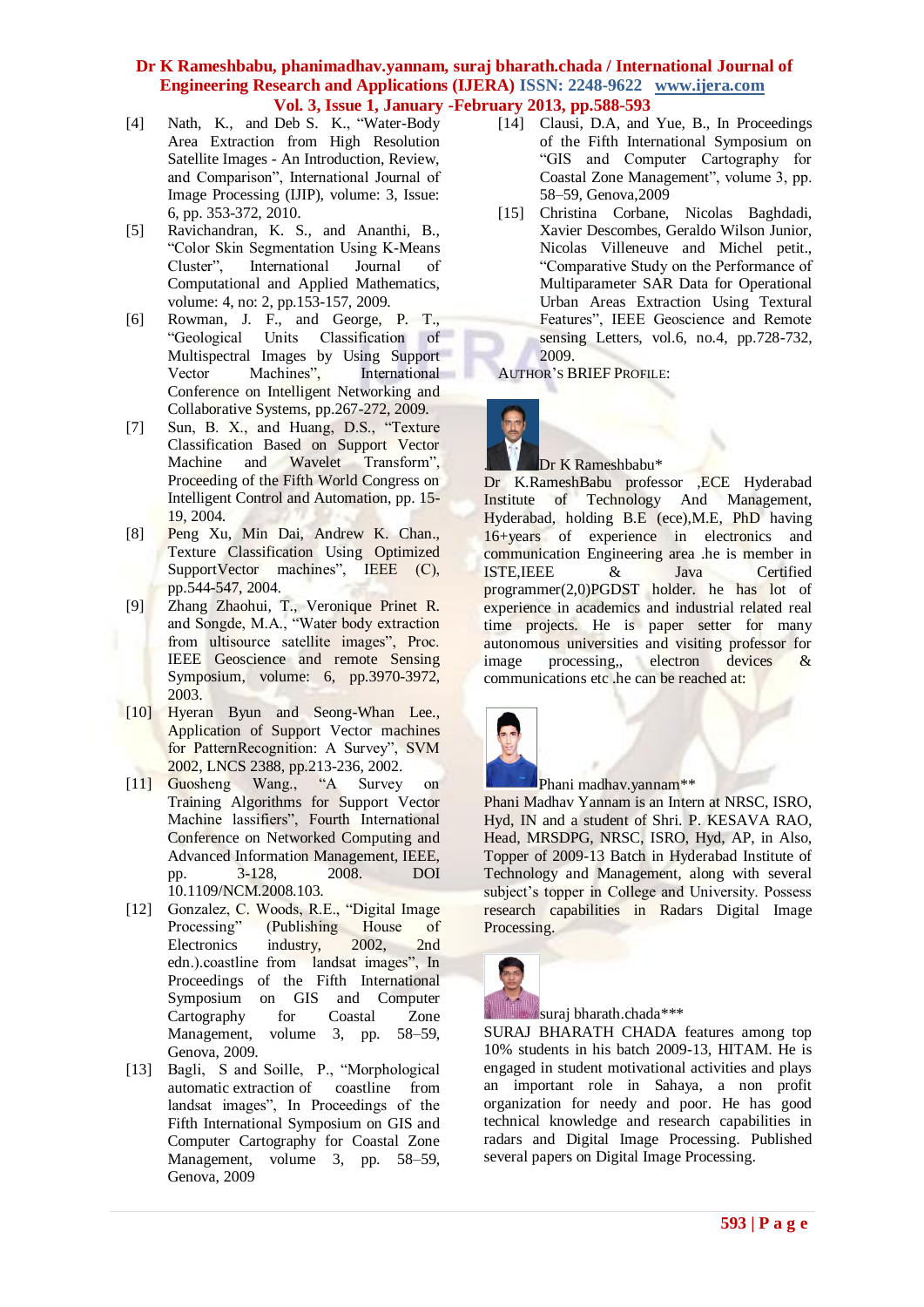[4] Nath, K., and Deb S. K., "Water-Body Area Extraction from High Resolution Satellite Images - An Introduction, Review, and Comparison", International Journal of Image Processing (IJIP), volume: 3, Issue: 6, pp. 353-372, 2010.

[5] Ravichandran, K. S., and Ananthi, B., "Color Skin Segmentation Using K-Means Cluster", International Journal of Computational and Applied Mathematics, volume: 4, no: 2, pp.153-157, 2009.

[6] Rowman, J. F., and George, P. T., "Geological Units Classification of Multispectral Images by Using Support Vector Machines", International Conference on Intelligent Networking and Collaborative Systems, pp.267-272, 2009.

[7] Sun, B. X., and Huang, D.S., "Texture Classification Based on Support Vector Machine and Wavelet Transform", Proceeding of the Fifth World Congress on Intelligent Control and Automation, pp. 15-19, 2004.

[8] Peng Xu, Min Dai, Andrew K. Chan., Texture Classification Using Optimized SupportVector machines", IEEE (C), pp.544-547, 2004.

[9] Zhang Zhaohui, T., Veronique Prinet R. and Songde, M.A., "Water body extraction from ultisource satellite images", Proc. IEEE Geoscience and remote Sensing Symposium, volume: 6, pp.3970-3972, 2003.

[10] Hyeran Byun and Seong-Whan Lee., Application of Support Vector machines for PatternRecognition: A Survey", SVM 2002, LNCS 2388, pp.213-236, 2002.

[11] Guosheng Wang., "A Survey on Training Algorithms for Support Vector Machine lassifiers", Fourth International Conference on Networked Computing and Advanced Information Management, IEEE, pp. 3-128, 2008. DOI 10.1109/NCM.2008.103.

[12] Gonzalez, C. Woods, R.E., "Digital Image Processing" (Publishing House of Electronics industry, 2002, 2nd edn.).coastline from landsat images", In Proceedings of the Fifth International Symposium on GIS and Computer Cartography for Coastal Zone Management, volume 3, pp. 58–59, Genova, 2009.

[13] Bagli, S and Soille, P., "Morphological automatic extraction of coastline from landsat images", In Proceedings of the Fifth International Symposium on GIS and Computer Cartography for Coastal Zone Management, volume 3, pp. 58–59, Genova, 2009

[14] Clausi, D.A, and Yue, B., In Proceedings of the Fifth International Symposium on "GIS and Computer Cartography for Coastal Zone Management", volume 3, pp. 58–59, Genova,2009

[15] Christina Corbane, Nicolas Baghdadi, Xavier Descombes, Geraldo Wilson Junior, Nicolas Villeneuve and Michel petit., "Comparative Study on the Performance of Multiparameter SAR Data for Operational Urban Areas Extraction Using Textural Features", IEEE Geoscience and Remote sensing Letters, vol.6, no.4, pp.728-732, 2009.

AUTHOR'S BRIEF PROFILE:

Dr K Rameshbabu*

Dr K.RameshBabu professor ,ECE Hyderabad Institute of Technology And Management, Hyderabad, holding B.E (ece),M.E, PhD having 16+years of experience in electronics and communication Engineering area .he is member in ISTE,IEEE & Java Certified programmer(2,0)PGDST holder. he has lot of experience in academics and industrial related real time projects. He is paper setter for many autonomous universities and visiting professor for image processing,, electron devices & communications etc .he can be reached at:

Phani madhav.yannam**

Phani Madhav Yannam is an Intern at NRSC, ISRO, Hyd, IN and a student of Shri. P. KESAVA RAO, Head, MRSDPG, NRSC, ISRO, Hyd, AP, in Also, Topper of 2009-13 Batch in Hyderabad Institute of Technology and Management, along with several subject's topper in College and University. Possess research capabilities in Radars Digital Image Processing.

suraj bharath.chada***

SURAJ BHARATH CHADA features among top 10% students in his batch 2009-13, HITAM. He is engaged in student motivational activities and plays an important role in Sahaya, a non profit organization for needy and poor. He has good technical knowledge and research capabilities in radars and Digital Image Processing. Published several papers on Digital Image Processing.